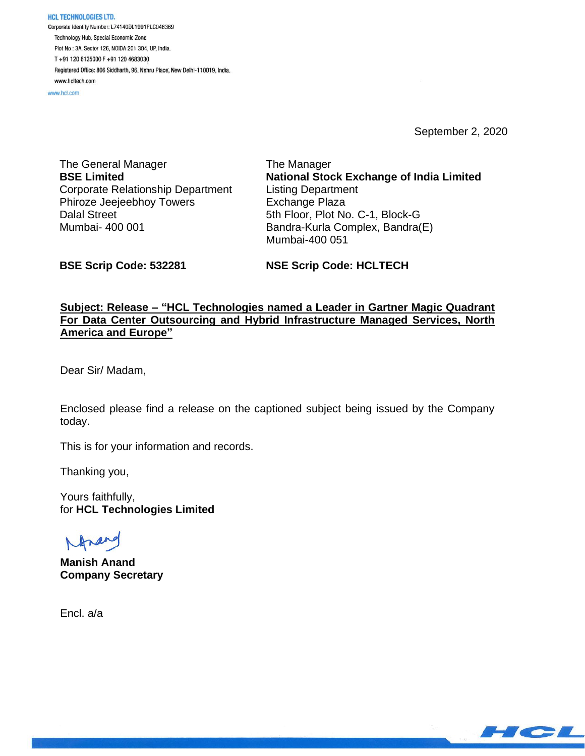**HCL TECHNOLOGIES LTD.**
Corporate Identity Number: L74140DL1991PLC046369
Technology Hub, Special Economic Zone
Plot No : 3A, Sector 126, NOIDA 201 304, UP, India.
T +91 120 6125000 F +91 120 4683030
Registered Office: 806 Siddharth, 96, Nehru Place, New Delhi-110019, India.
www.hcltech.com
www.hcl.com

September 2, 2020

The General Manager
**BSE Limited**
Corporate Relationship Department
Phiroze Jeejeebhoy Towers
Dalal Street
Mumbai- 400 001

The Manager
**National Stock Exchange of India Limited**
Listing Department
Exchange Plaza
5th Floor, Plot No. C-1, Block-G
Bandra-Kurla Complex, Bandra(E)
Mumbai-400 051

**BSE Scrip Code: 532281**

**NSE Scrip Code: HCLTECH**

**Subject: Release – "HCL Technologies named a Leader in Gartner Magic Quadrant For Data Center Outsourcing and Hybrid Infrastructure Managed Services, North America and Europe"**

Dear Sir/ Madam,

Enclosed please find a release on the captioned subject being issued by the Company today.

This is for your information and records.

Thanking you,

Yours faithfully,
for **HCL Technologies Limited**

**Manish Anand**
**Company Secretary**

Encl. a/a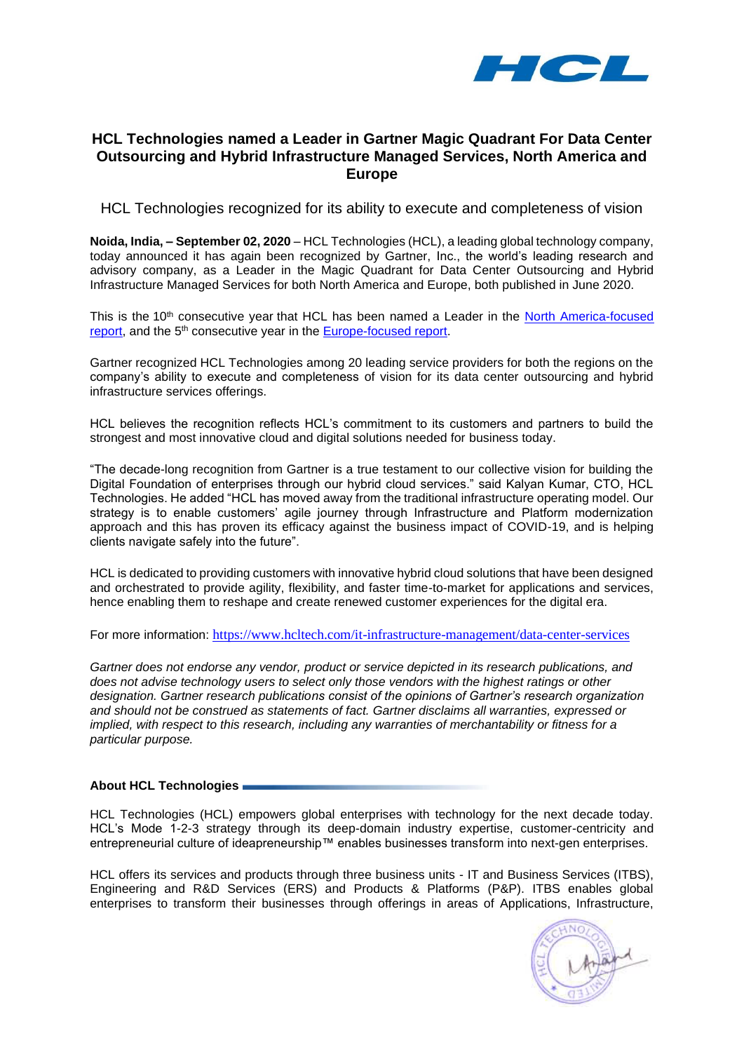## HCL Technologies named a Leader in Gartner Magic Quadrant For Data Center Outsourcing and Hybrid Infrastructure Managed Services, North America and Europe

HCL Technologies recognized for its ability to execute and completeness of vision

**Noida, India, – September 02, 2020** – HCL Technologies (HCL), a leading global technology company, today announced it has again been recognized by Gartner, Inc., the world's leading research and advisory company, as a Leader in the Magic Quadrant for Data Center Outsourcing and Hybrid Infrastructure Managed Services for both North America and Europe, both published in June 2020.

This is the 10th consecutive year that HCL has been named a Leader in the North America-focused report, and the 5th consecutive year in the Europe-focused report.

Gartner recognized HCL Technologies among 20 leading service providers for both the regions on the company's ability to execute and completeness of vision for its data center outsourcing and hybrid infrastructure services offerings.

HCL believes the recognition reflects HCL's commitment to its customers and partners to build the strongest and most innovative cloud and digital solutions needed for business today.

"The decade-long recognition from Gartner is a true testament to our collective vision for building the Digital Foundation of enterprises through our hybrid cloud services." said Kalyan Kumar, CTO, HCL Technologies. He added "HCL has moved away from the traditional infrastructure operating model. Our strategy is to enable customers' agile journey through Infrastructure and Platform modernization approach and this has proven its efficacy against the business impact of COVID-19, and is helping clients navigate safely into the future".

HCL is dedicated to providing customers with innovative hybrid cloud solutions that have been designed and orchestrated to provide agility, flexibility, and faster time-to-market for applications and services, hence enabling them to reshape and create renewed customer experiences for the digital era.

For more information: https://www.hcltech.com/it-infrastructure-management/data-center-services

*Gartner does not endorse any vendor, product or service depicted in its research publications, and does not advise technology users to select only those vendors with the highest ratings or other designation. Gartner research publications consist of the opinions of Gartner's research organization and should not be construed as statements of fact. Gartner disclaims all warranties, expressed or implied, with respect to this research, including any warranties of merchantability or fitness for a particular purpose.*

### About HCL Technologies

HCL Technologies (HCL) empowers global enterprises with technology for the next decade today. HCL's Mode 1-2-3 strategy through its deep-domain industry expertise, customer-centricity and entrepreneurial culture of ideapreneurship™ enables businesses transform into next-gen enterprises.

HCL offers its services and products through three business units - IT and Business Services (ITBS), Engineering and R&D Services (ERS) and Products & Platforms (P&P). ITBS enables global enterprises to transform their businesses through offerings in areas of Applications, Infrastructure,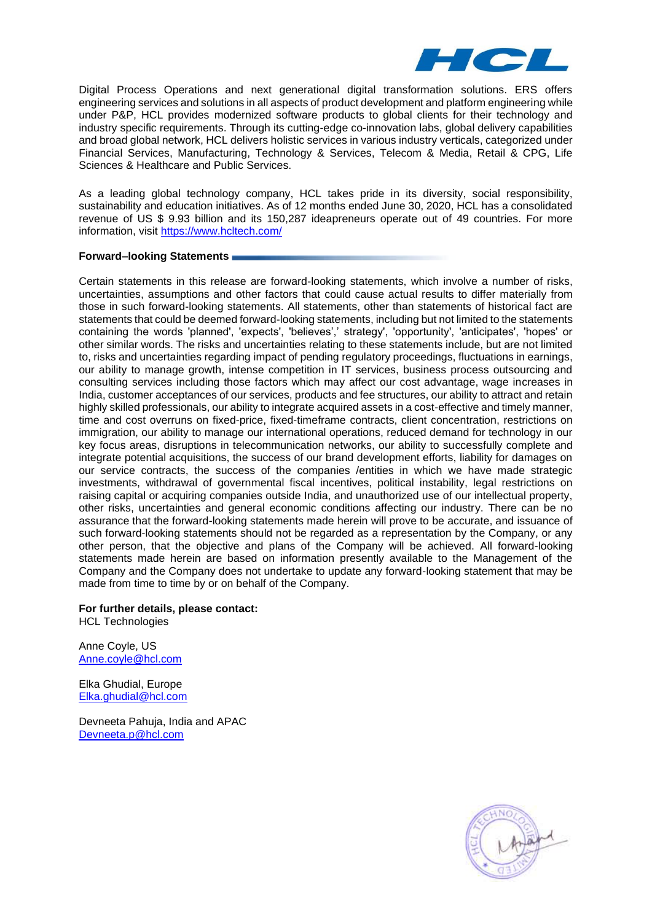Digital Process Operations and next generational digital transformation solutions. ERS offers engineering services and solutions in all aspects of product development and platform engineering while under P&P, HCL provides modernized software products to global clients for their technology and industry specific requirements. Through its cutting-edge co-innovation labs, global delivery capabilities and broad global network, HCL delivers holistic services in various industry verticals, categorized under Financial Services, Manufacturing, Technology & Services, Telecom & Media, Retail & CPG, Life Sciences & Healthcare and Public Services.

As a leading global technology company, HCL takes pride in its diversity, social responsibility, sustainability and education initiatives. As of 12 months ended June 30, 2020, HCL has a consolidated revenue of US $ 9.93 billion and its 150,287 ideapreneurs operate out of 49 countries. For more information, visit [https://www.hcltech.com/](https://www.hcltech.com/)

**Forward–looking Statements**

Certain statements in this release are forward-looking statements, which involve a number of risks, uncertainties, assumptions and other factors that could cause actual results to differ materially from those in such forward-looking statements. All statements, other than statements of historical fact are statements that could be deemed forward-looking statements, including but not limited to the statements containing the words 'planned', 'expects', 'believes',' strategy', 'opportunity', 'anticipates', 'hopes' or other similar words. The risks and uncertainties relating to these statements include, but are not limited to, risks and uncertainties regarding impact of pending regulatory proceedings, fluctuations in earnings, our ability to manage growth, intense competition in IT services, business process outsourcing and consulting services including those factors which may affect our cost advantage, wage increases in India, customer acceptances of our services, products and fee structures, our ability to attract and retain highly skilled professionals, our ability to integrate acquired assets in a cost-effective and timely manner, time and cost overruns on fixed-price, fixed-timeframe contracts, client concentration, restrictions on immigration, our ability to manage our international operations, reduced demand for technology in our key focus areas, disruptions in telecommunication networks, our ability to successfully complete and integrate potential acquisitions, the success of our brand development efforts, liability for damages on our service contracts, the success of the companies /entities in which we have made strategic investments, withdrawal of governmental fiscal incentives, political instability, legal restrictions on raising capital or acquiring companies outside India, and unauthorized use of our intellectual property, other risks, uncertainties and general economic conditions affecting our industry. There can be no assurance that the forward-looking statements made herein will prove to be accurate, and issuance of such forward-looking statements should not be regarded as a representation by the Company, or any other person, that the objective and plans of the Company will be achieved. All forward-looking statements made herein are based on information presently available to the Management of the Company and the Company does not undertake to update any forward-looking statement that may be made from time to time by or on behalf of the Company.

**For further details, please contact:**
HCL Technologies

Anne Coyle, US
[Anne.coyle@hcl.com](mailto:Anne.coyle@hcl.com)

Elka Ghudial, Europe
[Elka.ghudial@hcl.com](mailto:Elka.ghudial@hcl.com)

Devneeta Pahuja, India and APAC
[Devneeta.p@hcl.com](mailto:Devneeta.p@hcl.com)